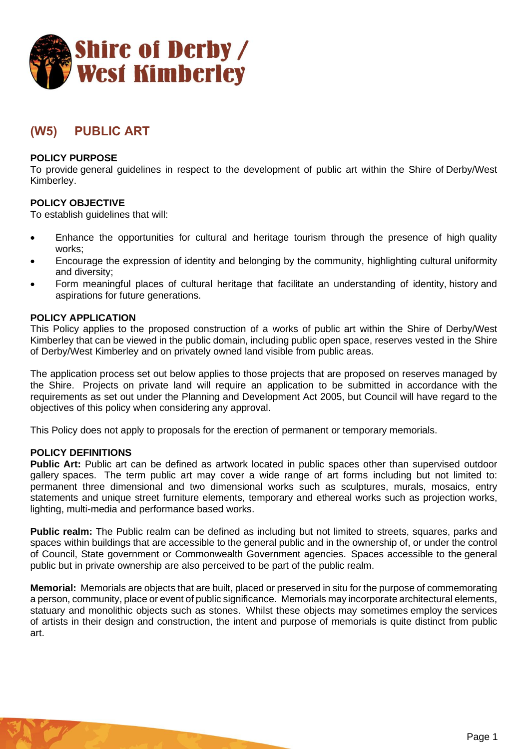# (W5) PUBLIC ART

**POLICY PURPOSE**

To provide general guidelines in respect to the development of public art within the Shire of Derby/West Kimberley.

**POLICY OBJECTIVE**

To establish guidelines that will:

- Enhance the opportunities for cultural and heritage tourism through the presence of high quality works;
- Encourage the expression of identity and belonging by the community, highlighting cultural uniformity and diversity;
- Form meaningful places of cultural heritage that facilitate an understanding of identity, history and aspirations for future generations.

**POLICY APPLICATION**

This Policy applies to the proposed construction of a works of public art within the Shire of Derby/West Kimberley that can be viewed in the public domain, including public open space, reserves vested in the Shire of Derby/West Kimberley and on privately owned land visible from public areas.

The application process set out below applies to those projects that are proposed on reserves managed by the Shire. Projects on private land will require an application to be submitted in accordance with the requirements as set out under the Planning and Development Act 2005, but Council will have regard to the objectives of this policy when considering any approval.

This Policy does not apply to proposals for the erection of permanent or temporary memorials.

**POLICY DEFINITIONS**

**Public Art:** Public art can be defined as artwork located in public spaces other than supervised outdoor gallery spaces. The term public art may cover a wide range of art forms including but not limited to: permanent three dimensional and two dimensional works such as sculptures, murals, mosaics, entry statements and unique street furniture elements, temporary and ethereal works such as projection works, lighting, multi-media and performance based works.

**Public realm:** The Public realm can be defined as including but not limited to streets, squares, parks and spaces within buildings that are accessible to the general public and in the ownership of, or under the control of Council, State government or Commonwealth Government agencies. Spaces accessible to the general public but in private ownership are also perceived to be part of the public realm.

**Memorial:** Memorials are objects that are built, placed or preserved in situ for the purpose of commemorating a person, community, place or event of public significance. Memorials may incorporate architectural elements, statuary and monolithic objects such as stones. Whilst these objects may sometimes employ the services of artists in their design and construction, the intent and purpose of memorials is quite distinct from public art.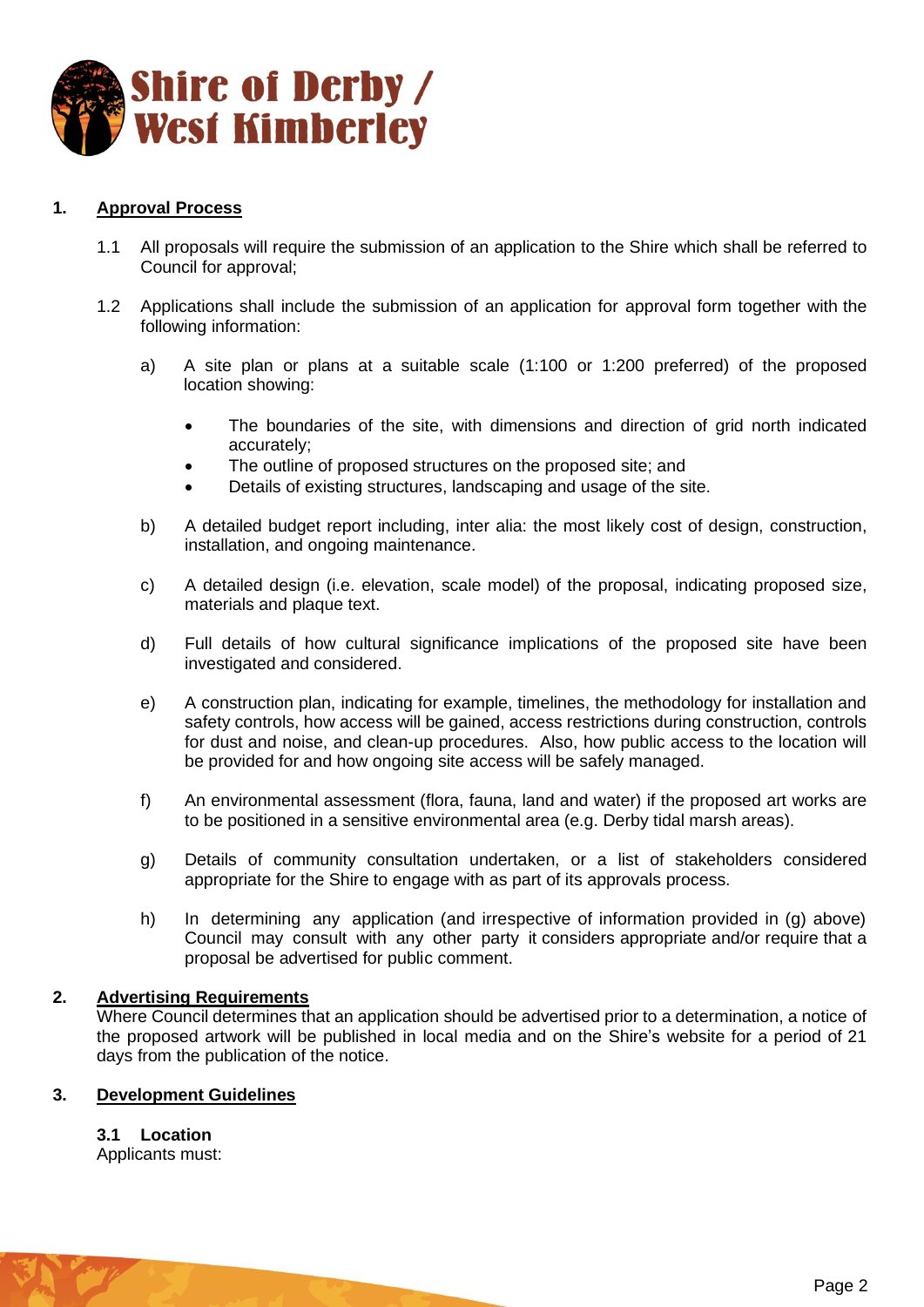## 1. Approval Process

1.1 All proposals will require the submission of an application to the Shire which shall be referred to Council for approval;

1.2 Applications shall include the submission of an application for approval form together with the following information:

a) A site plan or plans at a suitable scale (1:100 or 1:200 preferred) of the proposed location showing:

- The boundaries of the site, with dimensions and direction of grid north indicated accurately;
- The outline of proposed structures on the proposed site; and
- Details of existing structures, landscaping and usage of the site.

b) A detailed budget report including, inter alia: the most likely cost of design, construction, installation, and ongoing maintenance.

c) A detailed design (i.e. elevation, scale model) of the proposal, indicating proposed size, materials and plaque text.

d) Full details of how cultural significance implications of the proposed site have been investigated and considered.

e) A construction plan, indicating for example, timelines, the methodology for installation and safety controls, how access will be gained, access restrictions during construction, controls for dust and noise, and clean-up procedures. Also, how public access to the location will be provided for and how ongoing site access will be safely managed.

f) An environmental assessment (flora, fauna, land and water) if the proposed art works are to be positioned in a sensitive environmental area (e.g. Derby tidal marsh areas).

g) Details of community consultation undertaken, or a list of stakeholders considered appropriate for the Shire to engage with as part of its approvals process.

h) In determining any application (and irrespective of information provided in (g) above) Council may consult with any other party it considers appropriate and/or require that a proposal be advertised for public comment.

## 2. Advertising Requirements

Where Council determines that an application should be advertised prior to a determination, a notice of the proposed artwork will be published in local media and on the Shire's website for a period of 21 days from the publication of the notice.

## 3. Development Guidelines

### 3.1 Location

Applicants must: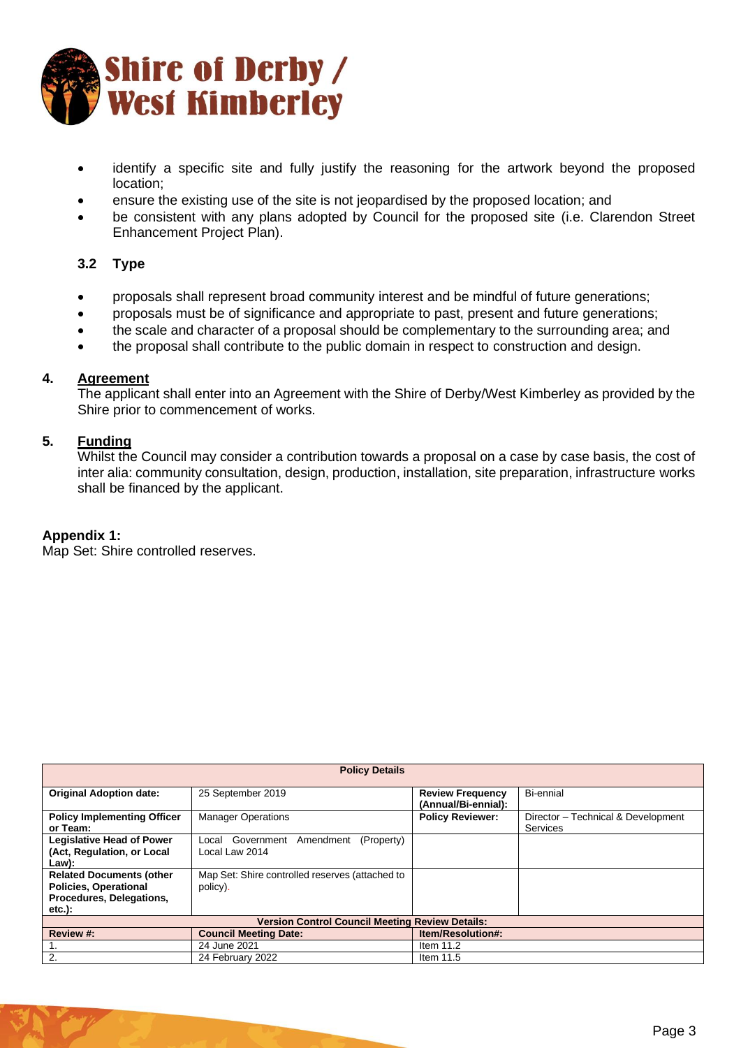- identify a specific site and fully justify the reasoning for the artwork beyond the proposed location;
- ensure the existing use of the site is not jeopardised by the proposed location; and
- be consistent with any plans adopted by Council for the proposed site (i.e. Clarendon Street Enhancement Project Plan).

### 3.2 Type

- proposals shall represent broad community interest and be mindful of future generations;
- proposals must be of significance and appropriate to past, present and future generations;
- the scale and character of a proposal should be complementary to the surrounding area; and
- the proposal shall contribute to the public domain in respect to construction and design.

## 4. Agreement

The applicant shall enter into an Agreement with the Shire of Derby/West Kimberley as provided by the Shire prior to commencement of works.

## 5. Funding

Whilst the Council may consider a contribution towards a proposal on a case by case basis, the cost of inter alia: community consultation, design, production, installation, site preparation, infrastructure works shall be financed by the applicant.

**Appendix 1:**
Map Set: Shire controlled reserves.

| **Policy Details** | | | |
|---|---|---|---|
| **Original Adoption date:** | 25 September 2019 | **Review Frequency (Annual/Bi-ennial):** | Bi-ennial |
| **Policy Implementing Officer or Team:** | Manager Operations | **Policy Reviewer:** | Director – Technical & Development Services |
| **Legislative Head of Power (Act, Regulation, or Local Law):** | Local Government Amendment (Property) Local Law 2014 | | |
| **Related Documents (other Policies, Operational Procedures, Delegations, etc.):** | Map Set: Shire controlled reserves (attached to policy). | | |
| **Version Control Council Meeting Review Details:** | | | |
| **Review #:** | **Council Meeting Date:** | **Item/Resolution#:** | |
| 1. | 24 June 2021 | Item 11.2 | |
| 2. | 24 February 2022 | Item 11.5 | |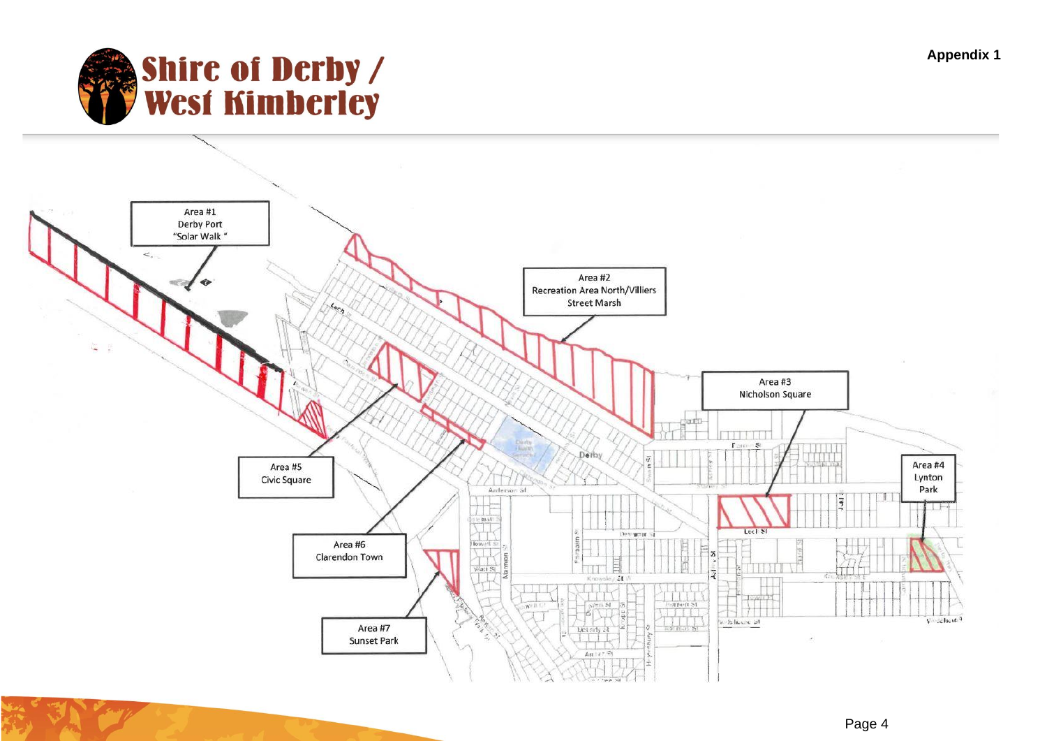Appendix 1

Area #1
Derby Port
"Solar Walk"

Area #2
Recreation Area North/Villiers
Street Marsh

Area #3
Nicholson Square

Area #4
Lynton
Park

Area #5
Civic Square

Area #6
Clarendon Town

Area #7
Sunset Park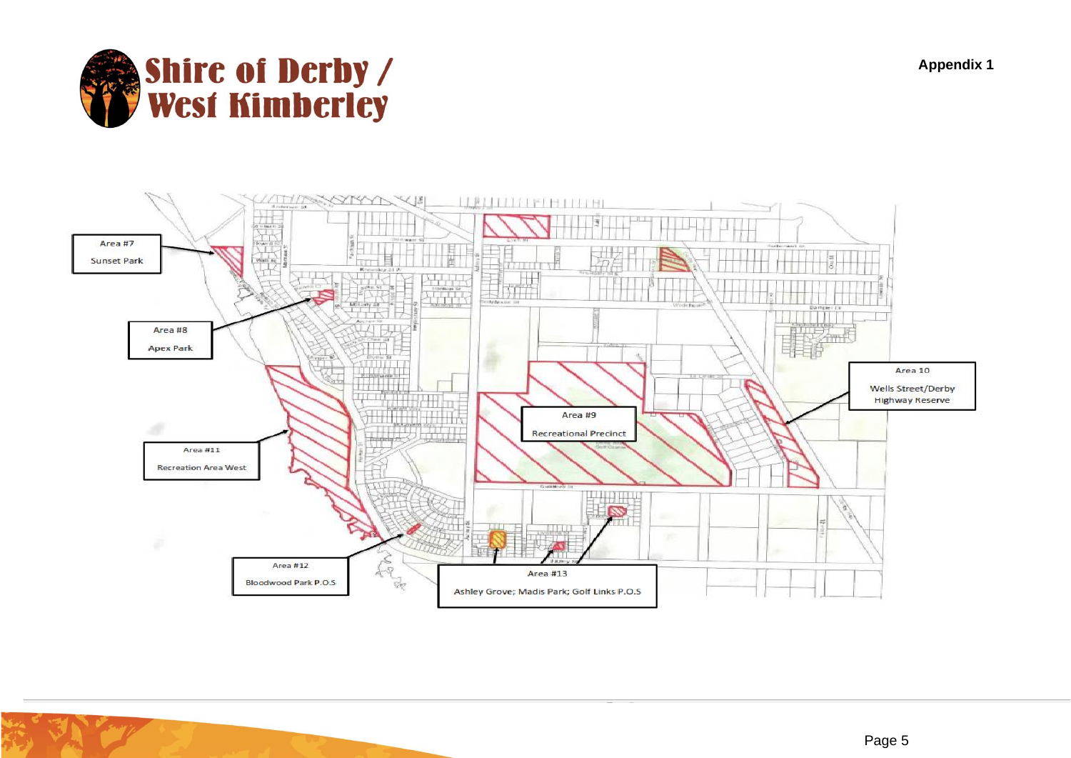Shire of Derby / West Kimberley

Appendix 1

Area #7
Sunset Park

Area #8
Apex Park

Area #9
Recreational Precinct

Area 10
Wells Street/Derby Highway Reserve

Area #11
Recreation Area West

Area #12
Bloodwood Park P.O.S

Area #13
Ashley Grove; Madis Park; Golf Links P.O.S